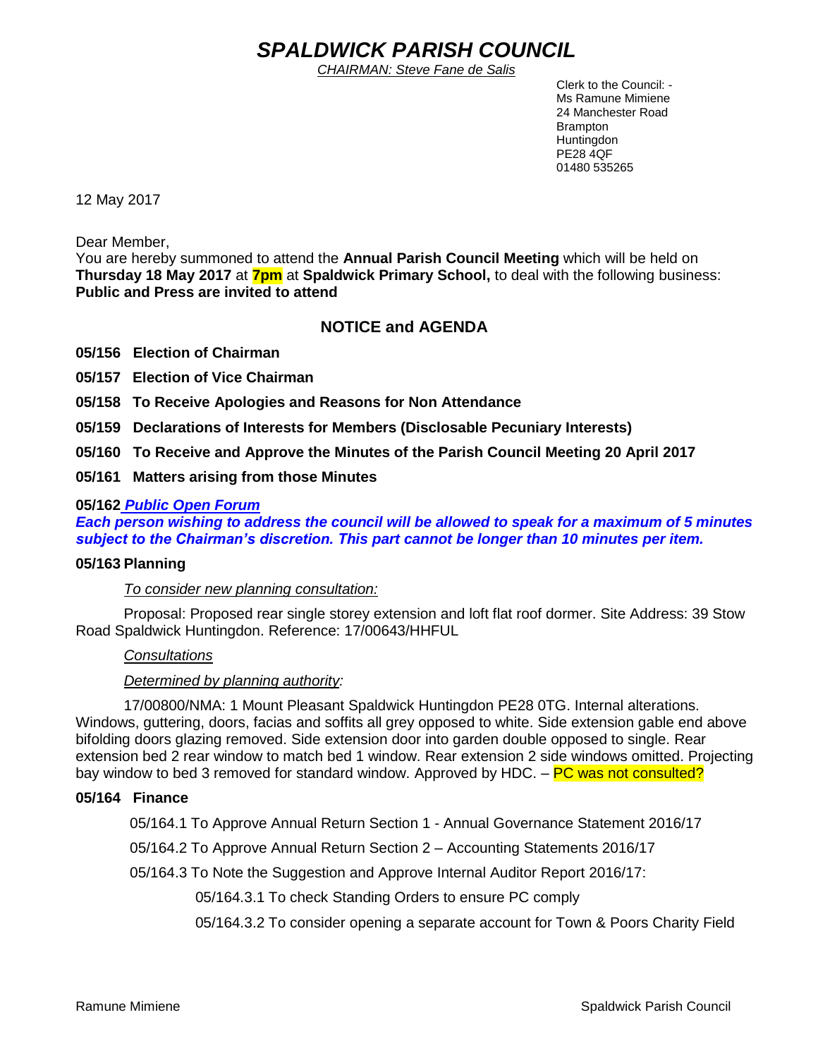# *SPALDWICK PARISH COUNCIL*

*CHAIRMAN: Steve Fane de Salis*

Clerk to the Council: -
Ms Ramune Mimiene
24 Manchester Road
Brampton
Huntingdon
PE28 4QF
01480 535265

12 May 2017

Dear Member,
You are hereby summoned to attend the **Annual Parish Council Meeting** which will be held on **Thursday 18 May 2017** at **7pm** at **Spaldwick Primary School,** to deal with the following business:
**Public and Press are invited to attend**

## NOTICE and AGENDA

**05/156 Election of Chairman**

**05/157 Election of Vice Chairman**

**05/158 To Receive Apologies and Reasons for Non Attendance**

**05/159 Declarations of Interests for Members (Disclosable Pecuniary Interests)**

**05/160 To Receive and Approve the Minutes of the Parish Council Meeting 20 April 2017**

**05/161 Matters arising from those Minutes**

**05/162 *Public Open Forum***

***Each person wishing to address the council will be allowed to speak for a maximum of 5 minutes subject to the Chairman's discretion. This part cannot be longer than 10 minutes per item.***

**05/163 Planning**

*To consider new planning consultation:*

Proposal: Proposed rear single storey extension and loft flat roof dormer. Site Address: 39 Stow Road Spaldwick Huntingdon. Reference: 17/00643/HHFUL

*Consultations*

*Determined by planning authority:*

17/00800/NMA: 1 Mount Pleasant Spaldwick Huntingdon PE28 0TG. Internal alterations. Windows, guttering, doors, facias and soffits all grey opposed to white. Side extension gable end above bifolding doors glazing removed. Side extension door into garden double opposed to single. Rear extension bed 2 rear window to match bed 1 window. Rear extension 2 side windows omitted. Projecting bay window to bed 3 removed for standard window. Approved by HDC. – PC was not consulted?

**05/164 Finance**

05/164.1 To Approve Annual Return Section 1 - Annual Governance Statement 2016/17

05/164.2 To Approve Annual Return Section 2 – Accounting Statements 2016/17

05/164.3 To Note the Suggestion and Approve Internal Auditor Report 2016/17:

- 05/164.3.1 To check Standing Orders to ensure PC comply
- 05/164.3.2 To consider opening a separate account for Town & Poors Charity Field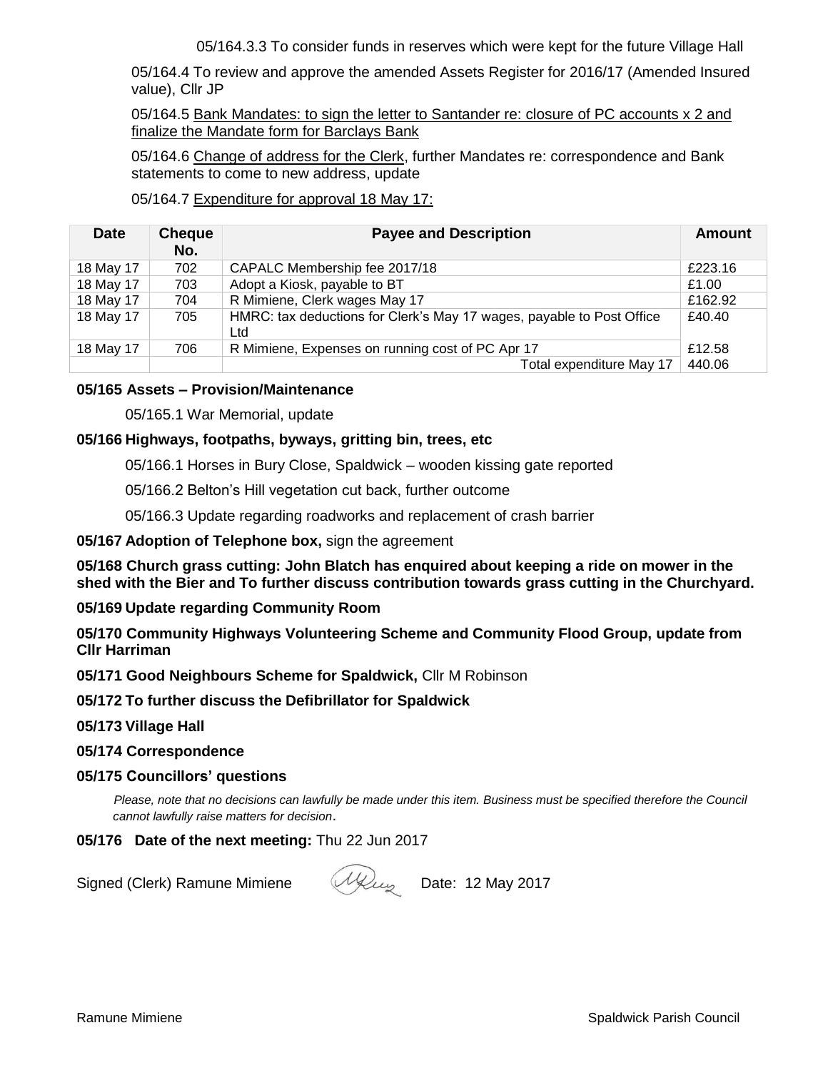05/164.3.3 To consider funds in reserves which were kept for the future Village Hall

05/164.4 To review and approve the amended Assets Register for 2016/17 (Amended Insured value), Cllr JP

05/164.5 Bank Mandates: to sign the letter to Santander re: closure of PC accounts x 2 and finalize the Mandate form for Barclays Bank

05/164.6 Change of address for the Clerk, further Mandates re: correspondence and Bank statements to come to new address, update

05/164.7 Expenditure for approval 18 May 17:

| Date | Cheque No. | Payee and Description | Amount |
|---|---|---|---|
| 18 May 17 | 702 | CAPALC Membership fee 2017/18 | £223.16 |
| 18 May 17 | 703 | Adopt a Kiosk, payable to BT | £1.00 |
| 18 May 17 | 704 | R Mimiene, Clerk wages May 17 | £162.92 |
| 18 May 17 | 705 | HMRC: tax deductions for Clerk's May 17 wages, payable to Post Office Ltd | £40.40 |
| 18 May 17 | 706 | R Mimiene, Expenses on running cost of PC Apr 17 | £12.58 |
| | | Total expenditure May 17 | 440.06 |

**05/165 Assets – Provision/Maintenance**

05/165.1 War Memorial, update

**05/166 Highways, footpaths, byways, gritting bin, trees, etc**

05/166.1 Horses in Bury Close, Spaldwick – wooden kissing gate reported

05/166.2 Belton's Hill vegetation cut back, further outcome

05/166.3 Update regarding roadworks and replacement of crash barrier

**05/167 Adoption of Telephone box,** sign the agreement

**05/168 Church grass cutting: John Blatch has enquired about keeping a ride on mower in the shed with the Bier and To further discuss contribution towards grass cutting in the Churchyard.**

**05/169 Update regarding Community Room**

**05/170 Community Highways Volunteering Scheme and Community Flood Group, update from Cllr Harriman**

**05/171 Good Neighbours Scheme for Spaldwick,** Cllr M Robinson

**05/172 To further discuss the Defibrillator for Spaldwick**

**05/173 Village Hall**

**05/174 Correspondence**

**05/175 Councillors' questions**

*Please, note that no decisions can lawfully be made under this item. Business must be specified therefore the Council cannot lawfully raise matters for decision*.

**05/176 Date of the next meeting:** Thu 22 Jun 2017

Signed (Clerk) Ramune Mimiene Date: 12 May 2017